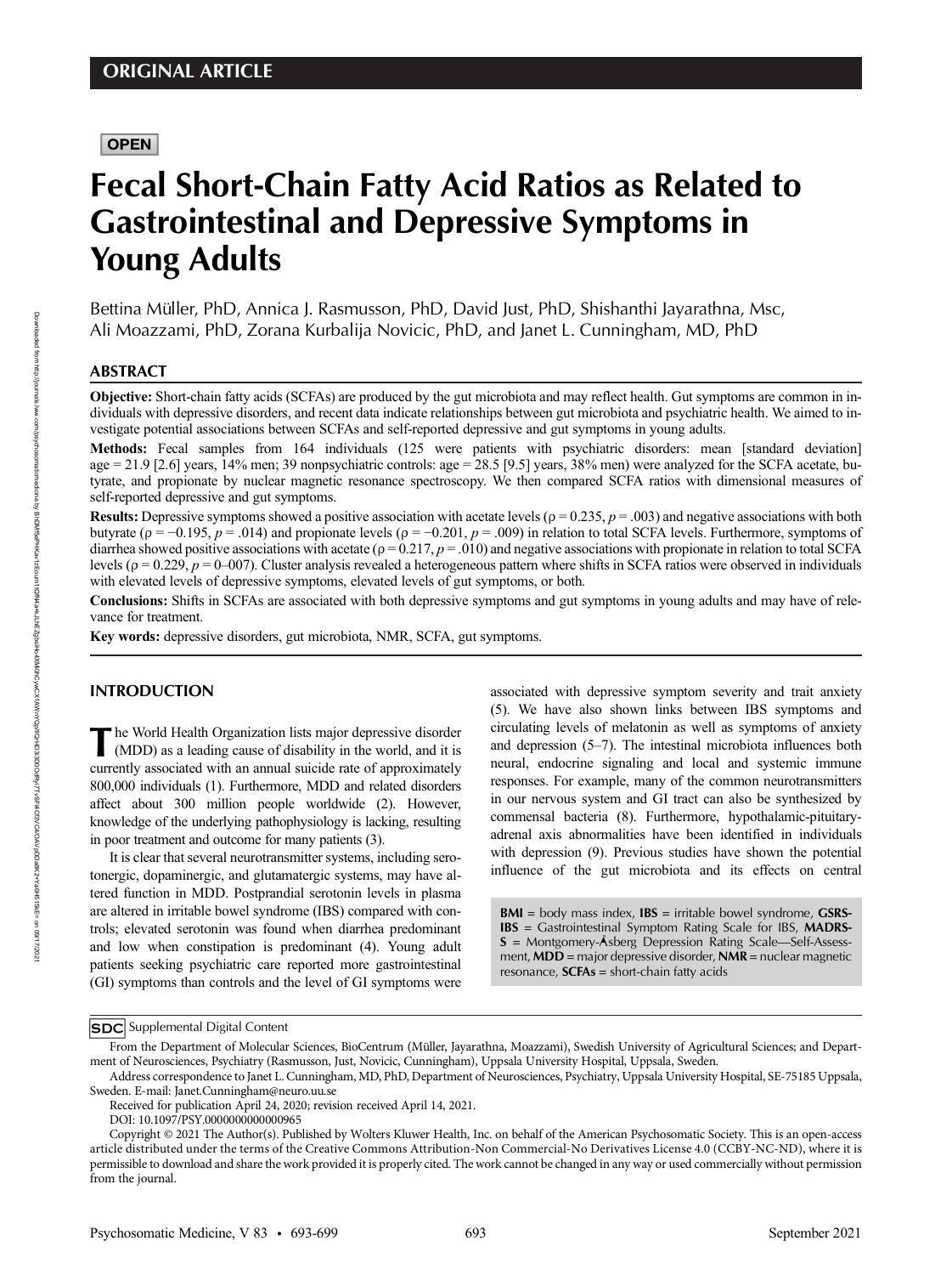ORIGINAL ARTICLE

OPEN

# Fecal Short-Chain Fatty Acid Ratios as Related to Gastrointestinal and Depressive Symptoms in Young Adults

Bettina Müller, PhD, Annica J. Rasmusson, PhD, David Just, PhD, Shishanthi Jayarathna, Msc, Ali Moazzami, PhD, Zorana Kurbalija Novicic, PhD, and Janet L. Cunningham, MD, PhD

## ABSTRACT

**Objective:** Short-chain fatty acids (SCFAs) are produced by the gut microbiota and may reflect health. Gut symptoms are common in individuals with depressive disorders, and recent data indicate relationships between gut microbiota and psychiatric health. We aimed to investigate potential associations between SCFAs and self-reported depressive and gut symptoms in young adults.

**Methods:** Fecal samples from 164 individuals (125 were patients with psychiatric disorders: mean [standard deviation] age = 21.9 [2.6] years, 14% men; 39 nonpsychiatric controls: age = 28.5 [9.5] years, 38% men) were analyzed for the SCFA acetate, butyrate, and propionate by nuclear magnetic resonance spectroscopy. We then compared SCFA ratios with dimensional measures of self-reported depressive and gut symptoms.

**Results:** Depressive symptoms showed a positive association with acetate levels ($\rho = 0.235$, $p = .003$) and negative associations with both butyrate ($\rho = -0.195$, $p = .014$) and propionate levels ($\rho = -0.201$, $p = .009$) in relation to total SCFA levels. Furthermore, symptoms of diarrhea showed positive associations with acetate ($\rho = 0.217$, $p = .010$) and negative associations with propionate in relation to total SCFA levels ($\rho = 0.229$, $p = 0$–$007$). Cluster analysis revealed a heterogeneous pattern where shifts in SCFA ratios were observed in individuals with elevated levels of depressive symptoms, elevated levels of gut symptoms, or both.

**Conclusions:** Shifts in SCFAs are associated with both depressive symptoms and gut symptoms in young adults and may have of relevance for treatment.

**Key words:** depressive disorders, gut microbiota, NMR, SCFA, gut symptoms.

## INTRODUCTION

The World Health Organization lists major depressive disorder (MDD) as a leading cause of disability in the world, and it is currently associated with an annual suicide rate of approximately 800,000 individuals (1). Furthermore, MDD and related disorders affect about 300 million people worldwide (2). However, knowledge of the underlying pathophysiology is lacking, resulting in poor treatment and outcome for many patients (3).

It is clear that several neurotransmitter systems, including serotonergic, dopaminergic, and glutamatergic systems, may have altered function in MDD. Postprandial serotonin levels in plasma are altered in irritable bowel syndrome (IBS) compared with controls; elevated serotonin was found when diarrhea predominant and low when constipation is predominant (4). Young adult patients seeking psychiatric care reported more gastrointestinal (GI) symptoms than controls and the level of GI symptoms were associated with depressive symptom severity and trait anxiety (5). We have also shown links between IBS symptoms and circulating levels of melatonin as well as symptoms of anxiety and depression (5–7). The intestinal microbiota influences both neural, endocrine signaling and local and systemic immune responses. For example, many of the common neurotransmitters in our nervous system and GI tract can also be synthesized by commensal bacteria (8). Furthermore, hypothalamic-pituitary-adrenal axis abnormalities have been identified in individuals with depression (9). Previous studies have shown the potential influence of the gut microbiota and its effects on central

**BMI** = body mass index, **IBS** = irritable bowel syndrome, **GSRS-IBS** = Gastrointestinal Symptom Rating Scale for IBS, **MADRS-S** = Montgomery-Åsberg Depression Rating Scale—Self-Assessment, **MDD** = major depressive disorder, **NMR** = nuclear magnetic resonance, **SCFAs** = short-chain fatty acids

SDC Supplemental Digital Content

From the Department of Molecular Sciences, BioCentrum (Müller, Jayarathna, Moazzami), Swedish University of Agricultural Sciences; and Department of Neurosciences, Psychiatry (Rasmusson, Just, Novicic, Cunningham), Uppsala University Hospital, Uppsala, Sweden.

Address correspondence to Janet L. Cunningham, MD, PhD, Department of Neurosciences, Psychiatry, Uppsala University Hospital, SE-75185 Uppsala, Sweden. E-mail: Janet.Cunningham@neuro.uu.se

Received for publication April 24, 2020; revision received April 14, 2021.

DOI: 10.1097/PSY.0000000000000965

Copyright © 2021 The Author(s). Published by Wolters Kluwer Health, Inc. on behalf of the American Psychosomatic Society. This is an open-access article distributed under the terms of the Creative Commons Attribution-Non Commercial-No Derivatives License 4.0 (CCBY-NC-ND), where it is permissible to download and share the work provided it is properly cited. The work cannot be changed in any way or used commercially without permission from the journal.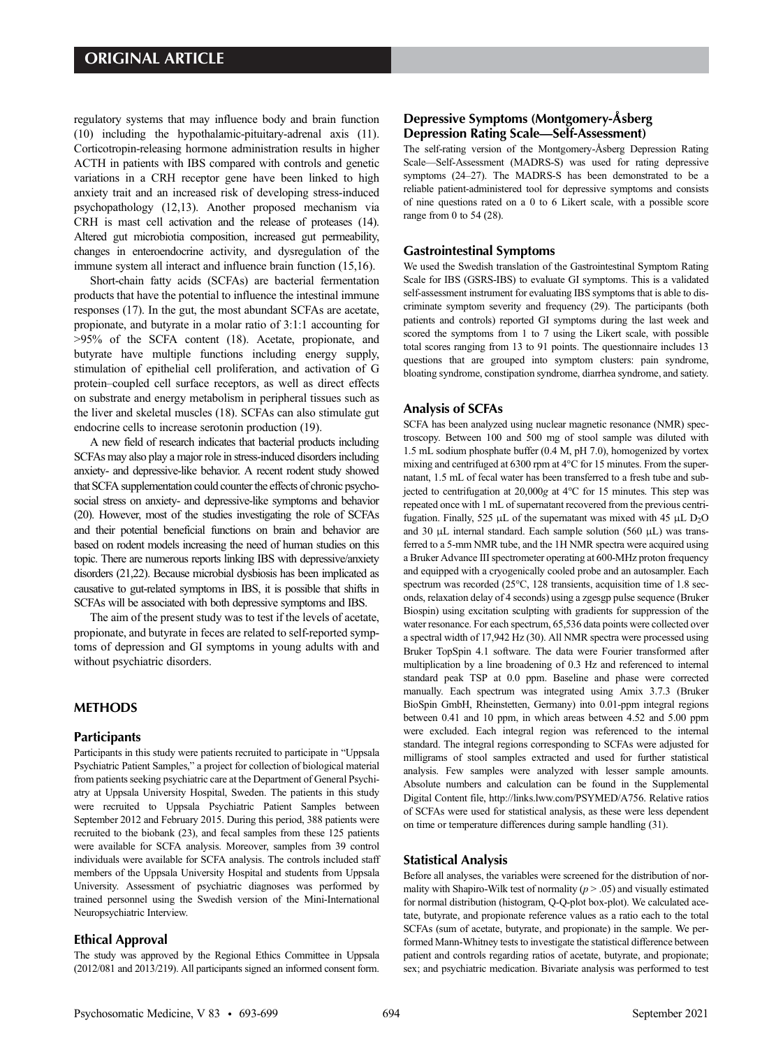regulatory systems that may influence body and brain function (10) including the hypothalamic-pituitary-adrenal axis (11). Corticotropin-releasing hormone administration results in higher ACTH in patients with IBS compared with controls and genetic variations in a CRH receptor gene have been linked to high anxiety trait and an increased risk of developing stress-induced psychopathology (12,13). Another proposed mechanism via CRH is mast cell activation and the release of proteases (14). Altered gut microbiota composition, increased gut permeability, changes in enteroendocrine activity, and dysregulation of the immune system all interact and influence brain function (15,16).

Short-chain fatty acids (SCFAs) are bacterial fermentation products that have the potential to influence the intestinal immune responses (17). In the gut, the most abundant SCFAs are acetate, propionate, and butyrate in a molar ratio of 3:1:1 accounting for >95% of the SCFA content (18). Acetate, propionate, and butyrate have multiple functions including energy supply, stimulation of epithelial cell proliferation, and activation of G protein–coupled cell surface receptors, as well as direct effects on substrate and energy metabolism in peripheral tissues such as the liver and skeletal muscles (18). SCFAs can also stimulate gut endocrine cells to increase serotonin production (19).

A new field of research indicates that bacterial products including SCFAs may also play a major role in stress-induced disorders including anxiety- and depressive-like behavior. A recent rodent study showed that SCFA supplementation could counter the effects of chronic psychosocial stress on anxiety- and depressive-like symptoms and behavior (20). However, most of the studies investigating the role of SCFAs and their potential beneficial functions on brain and behavior are based on rodent models increasing the need of human studies on this topic. There are numerous reports linking IBS with depressive/anxiety disorders (21,22). Because microbial dysbiosis has been implicated as causative to gut-related symptoms in IBS, it is possible that shifts in SCFAs will be associated with both depressive symptoms and IBS.

The aim of the present study was to test if the levels of acetate, propionate, and butyrate in feces are related to self-reported symptoms of depression and GI symptoms in young adults with and without psychiatric disorders.

## METHODS

### Participants

Participants in this study were patients recruited to participate in "Uppsala Psychiatric Patient Samples," a project for collection of biological material from patients seeking psychiatric care at the Department of General Psychiatry at Uppsala University Hospital, Sweden. The patients in this study were recruited to Uppsala Psychiatric Patient Samples between September 2012 and February 2015. During this period, 388 patients were recruited to the biobank (23), and fecal samples from these 125 patients were available for SCFA analysis. Moreover, samples from 39 control individuals were available for SCFA analysis. The controls included staff members of the Uppsala University Hospital and students from Uppsala University. Assessment of psychiatric diagnoses was performed by trained personnel using the Swedish version of the Mini-International Neuropsychiatric Interview.

### Ethical Approval

The study was approved by the Regional Ethics Committee in Uppsala (2012/081 and 2013/219). All participants signed an informed consent form.

### Depressive Symptoms (Montgomery-Åsberg Depression Rating Scale—Self-Assessment)

The self-rating version of the Montgomery-Åsberg Depression Rating Scale—Self-Assessment (MADRS-S) was used for rating depressive symptoms (24–27). The MADRS-S has been demonstrated to be a reliable patient-administered tool for depressive symptoms and consists of nine questions rated on a 0 to 6 Likert scale, with a possible score range from 0 to 54 (28).

### Gastrointestinal Symptoms

We used the Swedish translation of the Gastrointestinal Symptom Rating Scale for IBS (GSRS-IBS) to evaluate GI symptoms. This is a validated self-assessment instrument for evaluating IBS symptoms that is able to discriminate symptom severity and frequency (29). The participants (both patients and controls) reported GI symptoms during the last week and scored the symptoms from 1 to 7 using the Likert scale, with possible total scores ranging from 13 to 91 points. The questionnaire includes 13 questions that are grouped into symptom clusters: pain syndrome, bloating syndrome, constipation syndrome, diarrhea syndrome, and satiety.

### Analysis of SCFAs

SCFA has been analyzed using nuclear magnetic resonance (NMR) spectroscopy. Between 100 and 500 mg of stool sample was diluted with 1.5 mL sodium phosphate buffer (0.4 M, pH 7.0), homogenized by vortex mixing and centrifuged at 6300 rpm at 4°C for 15 minutes. From the supernatant, 1.5 mL of fecal water has been transferred to a fresh tube and subjected to centrifugation at 20,000*g* at 4°C for 15 minutes. This step was repeated once with 1 mL of supernatant recovered from the previous centrifugation. Finally, 525 μL of the supernatant was mixed with 45 μL $D_2O$ and 30 μL internal standard. Each sample solution (560 μL) was transferred to a 5-mm NMR tube, and the 1H NMR spectra were acquired using a Bruker Advance III spectrometer operating at 600-MHz proton frequency and equipped with a cryogenically cooled probe and an autosampler. Each spectrum was recorded (25°C, 128 transients, acquisition time of 1.8 seconds, relaxation delay of 4 seconds) using a zgesgp pulse sequence (Bruker Biospin) using excitation sculpting with gradients for suppression of the water resonance. For each spectrum, 65,536 data points were collected over a spectral width of 17,942 Hz (30). All NMR spectra were processed using Bruker TopSpin 4.1 software. The data were Fourier transformed after multiplication by a line broadening of 0.3 Hz and referenced to internal standard peak TSP at 0.0 ppm. Baseline and phase were corrected manually. Each spectrum was integrated using Amix 3.7.3 (Bruker BioSpin GmbH, Rheinstetten, Germany) into 0.01-ppm integral regions between 0.41 and 10 ppm, in which areas between 4.52 and 5.00 ppm were excluded. Each integral region was referenced to the internal standard. The integral regions corresponding to SCFAs were adjusted for milligrams of stool samples extracted and used for further statistical analysis. Few samples were analyzed with lesser sample amounts. Absolute numbers and calculation can be found in the Supplemental Digital Content file, http://links.lww.com/PSYMED/A756. Relative ratios of SCFAs were used for statistical analysis, as these were less dependent on time or temperature differences during sample handling (31).

### Statistical Analysis

Before all analyses, the variables were screened for the distribution of normality with Shapiro-Wilk test of normality ($p > .05$) and visually estimated for normal distribution (histogram, Q-Q-plot box-plot). We calculated acetate, butyrate, and propionate reference values as a ratio each to the total SCFAs (sum of acetate, butyrate, and propionate) in the sample. We performed Mann-Whitney tests to investigate the statistical difference between patient and controls regarding ratios of acetate, butyrate, and propionate; sex; and psychiatric medication. Bivariate analysis was performed to test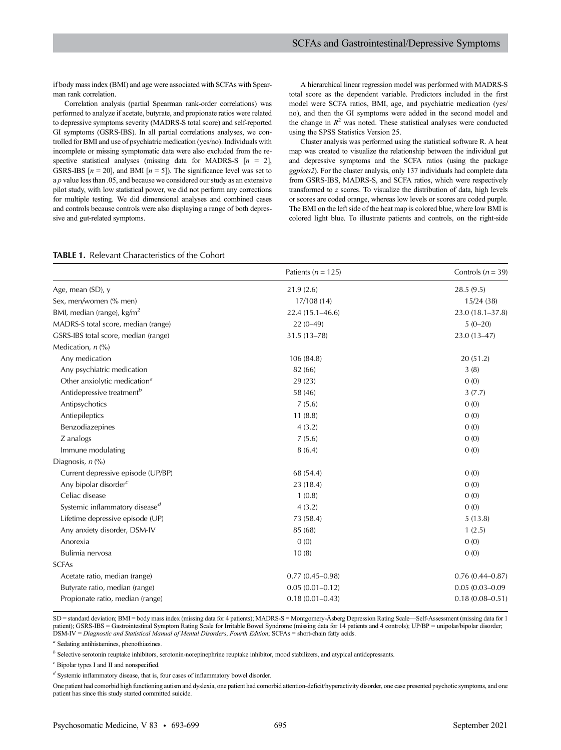if body mass index (BMI) and age were associated with SCFAs with Spearman rank correlation.

Correlation analysis (partial Spearman rank-order correlations) was performed to analyze if acetate, butyrate, and propionate ratios were related to depressive symptoms severity (MADRS-S total score) and self-reported GI symptoms (GSRS-IBS). In all partial correlations analyses, we controlled for BMI and use of psychiatric medication (yes/no). Individuals with incomplete or missing symptomatic data were also excluded from the respective statistical analyses (missing data for MADRS-S [$n$ = 2], GSRS-IBS [$n$ = 20], and BMI [$n$ = 5]). The significance level was set to a $p$ value less than .05, and because we considered our study as an extensive pilot study, with low statistical power, we did not perform any corrections for multiple testing. We did dimensional analyses and combined cases and controls because controls were also displaying a range of both depressive and gut-related symptoms.

A hierarchical linear regression model was performed with MADRS-S total score as the dependent variable. Predictors included in the first model were SCFA ratios, BMI, age, and psychiatric medication (yes/no), and then the GI symptoms were added in the second model and the change in $R^2$ was noted. These statistical analyses were conducted using the SPSS Statistics Version 25.

Cluster analysis was performed using the statistical software R. A heat map was created to visualize the relationship between the individual gut and depressive symptoms and the SCFA ratios (using the package *ggplots2*). For the cluster analysis, only 137 individuals had complete data from GSRS-IBS, MADRS-S, and SCFA ratios, which were respectively transformed to $z$ scores. To visualize the distribution of data, high levels or scores are coded orange, whereas low levels or scores are coded purple. The BMI on the left side of the heat map is colored blue, where low BMI is colored light blue. To illustrate patients and controls, on the right-side

**TABLE 1.** Relevant Characteristics of the Cohort

| | Patients ($n$ = 125) | Controls ($n$ = 39) |
|---|---|---|
| Age, mean (SD), y | 21.9 (2.6) | 28.5 (9.5) |
| Sex, men/women (% men) | 17/108 (14) | 15/24 (38) |
| BMI, median (range), kg/m$^2$ | 22.4 (15.1–46.6) | 23.0 (18.1–37.8) |
| MADRS-S total score, median (range) | 22 (0–49) | 5 (0–20) |
| GSRS-IBS total score, median (range) | 31.5 (13–78) | 23.0 (13–47) |
| Medication, $n$ (%) | | |
| Any medication | 106 (84.8) | 20 (51.2) |
| Any psychiatric medication | 82 (66) | 3 (8) |
| Other anxiolytic medication[a] | 29 (23) | 0 (0) |
| Antidepressive treatment[b] | 58 (46) | 3 (7.7) |
| Antipsychotics | 7 (5.6) | 0 (0) |
| Antiepileptics | 11 (8.8) | 0 (0) |
| Benzodiazepines | 4 (3.2) | 0 (0) |
| Z analogs | 7 (5.6) | 0 (0) |
| Immune modulating | 8 (6.4) | 0 (0) |
| Diagnosis, $n$ (%) | | |
| Current depressive episode (UP/BP) | 68 (54.4) | 0 (0) |
| Any bipolar disorder[c] | 23 (18.4) | 0 (0) |
| Celiac disease | 1 (0.8) | 0 (0) |
| Systemic inflammatory disease[d] | 4 (3.2) | 0 (0) |
| Lifetime depressive episode (UP) | 73 (58.4) | 5 (13.8) |
| Any anxiety disorder, DSM-IV | 85 (68) | 1 (2.5) |
| Anorexia | 0 (0) | 0 (0) |
| Bulimia nervosa | 10 (8) | 0 (0) |
| SCFAs | | |
| Acetate ratio, median (range) | 0.77 (0.45–0.98) | 0.76 (0.44–0.87) |
| Butyrate ratio, median (range) | 0.05 (0.01–0.12) | 0.05 (0.03–0.09 |
| Propionate ratio, median (range) | 0.18 (0.01–0.43) | 0.18 (0.08–0.51) |

SD = standard deviation; BMI = body mass index (missing data for 4 patients); MADRS-S = Montgomery-Åsberg Depression Rating Scale—Self-Assessment (missing data for 1 patient); GSRS-IBS = Gastrointestinal Symptom Rating Scale for Irritable Bowel Syndrome (missing data for 14 patients and 4 controls); UP/BP = unipolar/bipolar disorder; DSM-IV = *Diagnostic and Statistical Manual of Mental Disorders, Fourth Edition*; SCFAs = short-chain fatty acids.

[a] Sedating antihistamines, phenothiazines.

[b] Selective serotonin reuptake inhibitors, serotonin-norepinephrine reuptake inhibitor, mood stabilizers, and atypical antidepressants.

[c] Bipolar types I and II and nonspecified.

[d] Systemic inflammatory disease, that is, four cases of inflammatory bowel disorder.

One patient had comorbid high functioning autism and dyslexia, one patient had comorbid attention-deficit/hyperactivity disorder, one case presented psychotic symptoms, and one patient has since this study started committed suicide.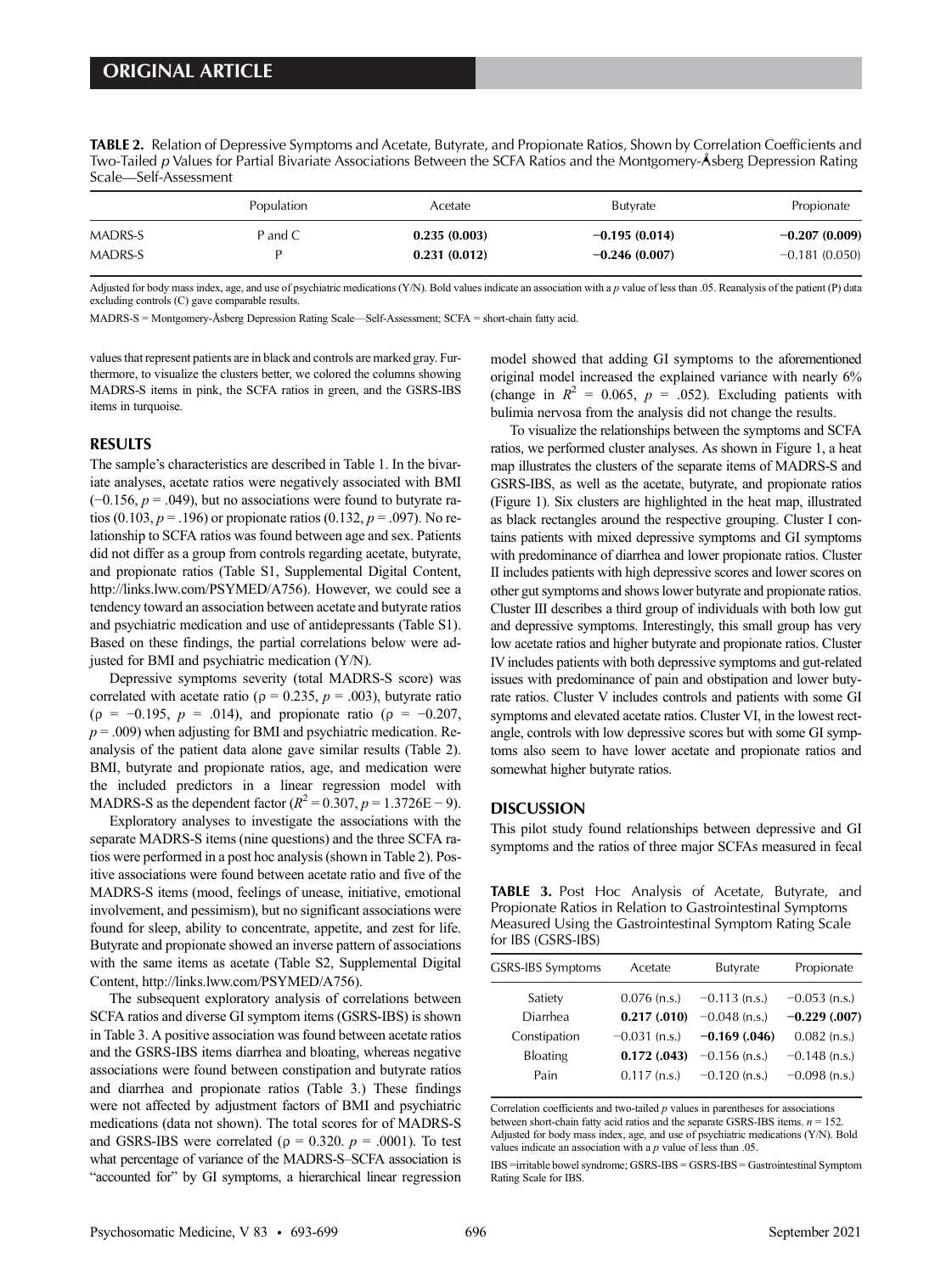**TABLE 2.** Relation of Depressive Symptoms and Acetate, Butyrate, and Propionate Ratios, Shown by Correlation Coefficients and Two-Tailed *p* Values for Partial Bivariate Associations Between the SCFA Ratios and the Montgomery-Åsberg Depression Rating Scale—Self-Assessment

| | Population | Acetate | Butyrate | Propionate |
|---|---|---|---|---|
| MADRS-S | P and C | **0.235 (0.003)** | **−0.195 (0.014)** | **−0.207 (0.009)** |
| MADRS-S | P | **0.231 (0.012)** | **−0.246 (0.007)** | −0.181 (0.050) |

Adjusted for body mass index, age, and use of psychiatric medications (Y/N). Bold values indicate an association with a *p* value of less than .05. Reanalysis of the patient (P) data excluding controls (C) gave comparable results.

MADRS-S = Montgomery-Åsberg Depression Rating Scale—Self-Assessment; SCFA = short-chain fatty acid.

values that represent patients are in black and controls are marked gray. Furthermore, to visualize the clusters better, we colored the columns showing MADRS-S items in pink, the SCFA ratios in green, and the GSRS-IBS items in turquoise.

## RESULTS

The sample's characteristics are described in Table 1. In the bivariate analyses, acetate ratios were negatively associated with BMI (−0.156, $p = .049$), but no associations were found to butyrate ratios (0.103, $p = .196$) or propionate ratios (0.132, $p = .097$). No relationship to SCFA ratios was found between age and sex. Patients did not differ as a group from controls regarding acetate, butyrate, and propionate ratios (Table S1, Supplemental Digital Content, http://links.lww.com/PSYMED/A756). However, we could see a tendency toward an association between acetate and butyrate ratios and psychiatric medication and use of antidepressants (Table S1). Based on these findings, the partial correlations below were adjusted for BMI and psychiatric medication (Y/N).

Depressive symptoms severity (total MADRS-S score) was correlated with acetate ratio ($\rho = 0.235$, $p = .003$), butyrate ratio ($\rho = -0.195$, $p = .014$), and propionate ratio ($\rho = -0.207$, $p = .009$) when adjusting for BMI and psychiatric medication. Reanalysis of the patient data alone gave similar results (Table 2). BMI, butyrate and propionate ratios, age, and medication were the included predictors in a linear regression model with MADRS-S as the dependent factor ($R^2 = 0.307$, $p = 1.3726\text{E} - 9$).

Exploratory analyses to investigate the associations with the separate MADRS-S items (nine questions) and the three SCFA ratios were performed in a post hoc analysis (shown in Table 2). Positive associations were found between acetate ratio and five of the MADRS-S items (mood, feelings of unease, initiative, emotional involvement, and pessimism), but no significant associations were found for sleep, ability to concentrate, appetite, and zest for life. Butyrate and propionate showed an inverse pattern of associations with the same items as acetate (Table S2, Supplemental Digital Content, http://links.lww.com/PSYMED/A756).

The subsequent exploratory analysis of correlations between SCFA ratios and diverse GI symptom items (GSRS-IBS) is shown in Table 3. A positive association was found between acetate ratios and the GSRS-IBS items diarrhea and bloating, whereas negative associations were found between constipation and butyrate ratios and diarrhea and propionate ratios (Table 3.) These findings were not affected by adjustment factors of BMI and psychiatric medications (data not shown). The total scores for of MADRS-S and GSRS-IBS were correlated ($\rho = 0.320$. $p = .0001$). To test what percentage of variance of the MADRS-S–SCFA association is "accounted for" by GI symptoms, a hierarchical linear regression model showed that adding GI symptoms to the aforementioned original model increased the explained variance with nearly 6% (change in $R^2 = 0.065$, $p = .052$). Excluding patients with bulimia nervosa from the analysis did not change the results.

To visualize the relationships between the symptoms and SCFA ratios, we performed cluster analyses. As shown in Figure 1, a heat map illustrates the clusters of the separate items of MADRS-S and GSRS-IBS, as well as the acetate, butyrate, and propionate ratios (Figure 1). Six clusters are highlighted in the heat map, illustrated as black rectangles around the respective grouping. Cluster I contains patients with mixed depressive symptoms and GI symptoms with predominance of diarrhea and lower propionate ratios. Cluster II includes patients with high depressive scores and lower scores on other gut symptoms and shows lower butyrate and propionate ratios. Cluster III describes a third group of individuals with both low gut and depressive symptoms. Interestingly, this small group has very low acetate ratios and higher butyrate and propionate ratios. Cluster IV includes patients with both depressive symptoms and gut-related issues with predominance of pain and obstipation and lower butyrate ratios. Cluster V includes controls and patients with some GI symptoms and elevated acetate ratios. Cluster VI, in the lowest rectangle, controls with low depressive scores but with some GI symptoms also seem to have lower acetate and propionate ratios and somewhat higher butyrate ratios.

## DISCUSSION

This pilot study found relationships between depressive and GI symptoms and the ratios of three major SCFAs measured in fecal

**TABLE 3.** Post Hoc Analysis of Acetate, Butyrate, and Propionate Ratios in Relation to Gastrointestinal Symptoms Measured Using the Gastrointestinal Symptom Rating Scale for IBS (GSRS-IBS)

| GSRS-IBS Symptoms | Acetate | Butyrate | Propionate |
|---|---|---|---|
| Satiety | 0.076 (n.s.) | −0.113 (n.s.) | −0.053 (n.s.) |
| Diarrhea | **0.217 (.010)** | −0.048 (n.s.) | **−0.229 (.007)** |
| Constipation | −0.031 (n.s.) | **−0.169 (.046)** | 0.082 (n.s.) |
| Bloating | **0.172 (.043)** | −0.156 (n.s.) | −0.148 (n.s.) |
| Pain | 0.117 (n.s.) | −0.120 (n.s.) | −0.098 (n.s.) |

Correlation coefficients and two-tailed *p* values in parentheses for associations between short-chain fatty acid ratios and the separate GSRS-IBS items. $n = 152$. Adjusted for body mass index, age, and use of psychiatric medications (Y/N). Bold values indicate an association with a *p* value of less than .05.

IBS =irritable bowel syndrome; GSRS-IBS = GSRS-IBS = Gastrointestinal Symptom Rating Scale for IBS.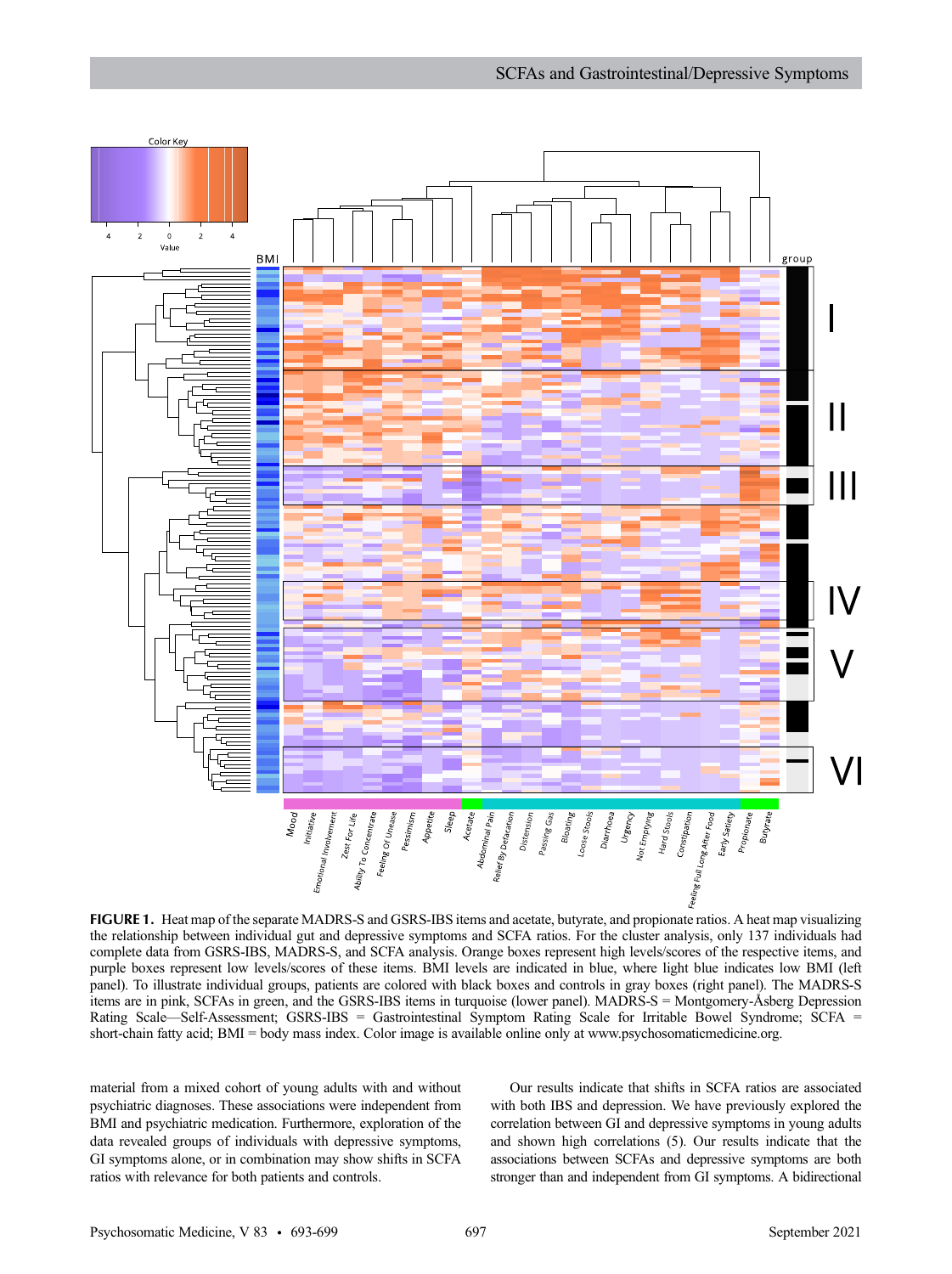**FIGURE 1.** Heat map of the separate MADRS-S and GSRS-IBS items and acetate, butyrate, and propionate ratios. A heat map visualizing the relationship between individual gut and depressive symptoms and SCFA ratios. For the cluster analysis, only 137 individuals had complete data from GSRS-IBS, MADRS-S, and SCFA analysis. Orange boxes represent high levels/scores of the respective items, and purple boxes represent low levels/scores of these items. BMI levels are indicated in blue, where light blue indicates low BMI (left panel). To illustrate individual groups, patients are colored with black boxes and controls in gray boxes (right panel). The MADRS-S items are in pink, SCFAs in green, and the GSRS-IBS items in turquoise (lower panel). MADRS-S = Montgomery-Åsberg Depression Rating Scale—Self-Assessment; GSRS-IBS = Gastrointestinal Symptom Rating Scale for Irritable Bowel Syndrome; SCFA = short-chain fatty acid; BMI = body mass index. Color image is available online only at www.psychosomaticmedicine.org.

material from a mixed cohort of young adults with and without psychiatric diagnoses. These associations were independent from BMI and psychiatric medication. Furthermore, exploration of the data revealed groups of individuals with depressive symptoms, GI symptoms alone, or in combination may show shifts in SCFA ratios with relevance for both patients and controls.

Our results indicate that shifts in SCFA ratios are associated with both IBS and depression. We have previously explored the correlation between GI and depressive symptoms in young adults and shown high correlations (5). Our results indicate that the associations between SCFAs and depressive symptoms are both stronger than and independent from GI symptoms. A bidirectional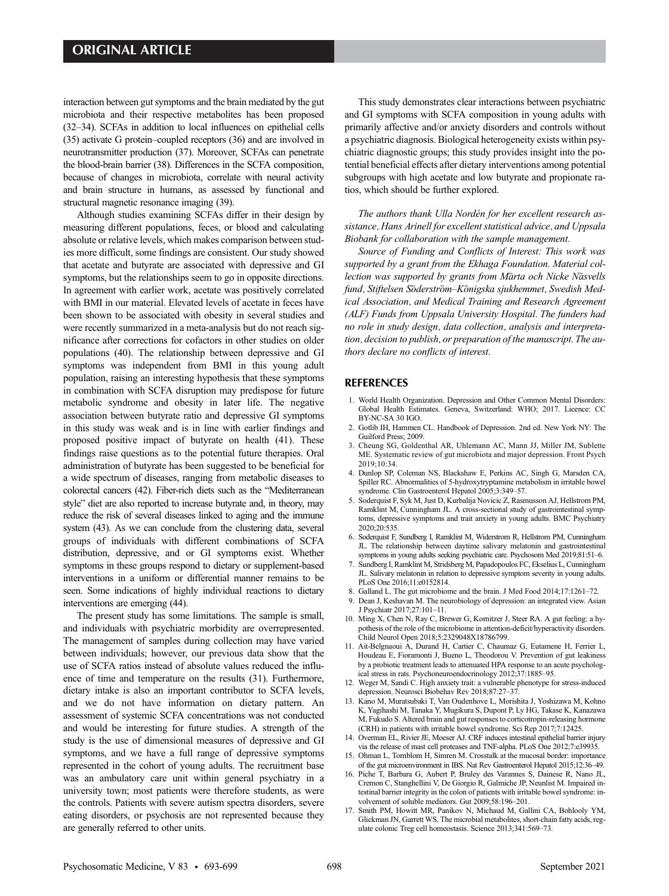interaction between gut symptoms and the brain mediated by the gut microbiota and their respective metabolites has been proposed (32–34). SCFAs in addition to local influences on epithelial cells (35) activate G protein–coupled receptors (36) and are involved in neurotransmitter production (37). Moreover, SCFAs can penetrate the blood-brain barrier (38). Differences in the SCFA composition, because of changes in microbiota, correlate with neural activity and brain structure in humans, as assessed by functional and structural magnetic resonance imaging (39).

Although studies examining SCFAs differ in their design by measuring different populations, feces, or blood and calculating absolute or relative levels, which makes comparison between studies more difficult, some findings are consistent. Our study showed that acetate and butyrate are associated with depressive and GI symptoms, but the relationships seem to go in opposite directions. In agreement with earlier work, acetate was positively correlated with BMI in our material. Elevated levels of acetate in feces have been shown to be associated with obesity in several studies and were recently summarized in a meta-analysis but do not reach significance after corrections for cofactors in other studies on older populations (40). The relationship between depressive and GI symptoms was independent from BMI in this young adult population, raising an interesting hypothesis that these symptoms in combination with SCFA disruption may predispose for future metabolic syndrome and obesity in later life. The negative association between butyrate ratio and depressive GI symptoms in this study was weak and is in line with earlier findings and proposed positive impact of butyrate on health (41). These findings raise questions as to the potential future therapies. Oral administration of butyrate has been suggested to be beneficial for a wide spectrum of diseases, ranging from metabolic diseases to colorectal cancers (42). Fiber-rich diets such as the "Mediterranean style" diet are also reported to increase butyrate and, in theory, may reduce the risk of several diseases linked to aging and the immune system (43). As we can conclude from the clustering data, several groups of individuals with different combinations of SCFA distribution, depressive, and or GI symptoms exist. Whether symptoms in these groups respond to dietary or supplement-based interventions in a uniform or differential manner remains to be seen. Some indications of highly individual reactions to dietary interventions are emerging (44).

The present study has some limitations. The sample is small, and individuals with psychiatric morbidity are overrepresented. The management of samples during collection may have varied between individuals; however, our previous data show that the use of SCFA ratios instead of absolute values reduced the influence of time and temperature on the results (31). Furthermore, dietary intake is also an important contributor to SCFA levels, and we do not have information on dietary pattern. An assessment of systemic SCFA concentrations was not conducted and would be interesting for future studies. A strength of the study is the use of dimensional measures of depressive and GI symptoms, and we have a full range of depressive symptoms represented in the cohort of young adults. The recruitment base was an ambulatory care unit within general psychiatry in a university town; most patients were therefore students, as were the controls. Patients with severe autism spectra disorders, severe eating disorders, or psychosis are not represented because they are generally referred to other units.

This study demonstrates clear interactions between psychiatric and GI symptoms with SCFA composition in young adults with primarily affective and/or anxiety disorders and controls without a psychiatric diagnosis. Biological heterogeneity exists within psychiatric diagnostic groups; this study provides insight into the potential beneficial effects after dietary interventions among potential subgroups with high acetate and low butyrate and propionate ratios, which should be further explored.

*The authors thank Ulla Nordén for her excellent research assistance, Hans Arinell for excellent statistical advice, and Uppsala Biobank for collaboration with the sample management.*

*Source of Funding and Conflicts of Interest: This work was supported by a grant from the Ekhaga Foundation. Material collection was supported by grants from Märta och Nicke Näsvells fund, Stiftelsen Söderström–Königska sjukhemmet, Swedish Medical Association, and Medical Training and Research Agreement (ALF) Funds from Uppsala University Hospital. The funders had no role in study design, data collection, analysis and interpretation, decision to publish, or preparation of the manuscript. The authors declare no conflicts of interest.*

## REFERENCES

1. World Health Organization. Depression and Other Common Mental Disorders: Global Health Estimates. Geneva, Switzerland: WHO; 2017. Licence: CC BY-NC-SA 30 IGO.
2. Gotlib IH, Hammen CL. Handbook of Depression. 2nd ed. New York NY: The Guilford Press; 2009.
3. Cheung SG, Goldenthal AR, Uhlemann AC, Mann JJ, Miller JM, Sublette ME. Systematic review of gut microbiota and major depression. Front Psych 2019;10:34.
4. Dunlop SP, Coleman NS, Blackshaw E, Perkins AC, Singh G, Marsden CA, Spiller RC. Abnormalities of 5-hydroxytryptamine metabolism in irritable bowel syndrome. Clin Gastroenterol Hepatol 2005;3:349–57.
5. Soderquist F, Syk M, Just D, Kurbalija Novicic Z, Rasmusson AJ, Hellstrom PM, Ramklint M, Cunningham JL. A cross-sectional study of gastrointestinal symptoms, depressive symptoms and trait anxiety in young adults. BMC Psychiatry 2020;20:535.
6. Soderquist F, Sundberg I, Ramklint M, Widerstrom R, Hellstrom PM, Cunningham JL. The relationship between daytime salivary melatonin and gastrointestinal symptoms in young adults seeking psychiatric care. Psychosom Med 2019;81:51–6.
7. Sundberg I, Ramklint M, Stridsberg M, Papadopoulos FC, Ekselius L, Cunningham JL. Salivary melatonin in relation to depressive symptom severity in young adults. PLoS One 2016;11:e0152814.
8. Galland L. The gut microbiome and the brain. J Med Food 2014;17:1261–72.
9. Dean J, Keshavan M. The neurobiology of depression: an integrated view. Asian J Psychiatr 2017;27:101–11.
10. Ming X, Chen N, Ray C, Brewer G, Kornitzer J, Steer RA. A gut feeling: a hypothesis of the role of the microbiome in attention-deficit/hyperactivity disorders. Child Neurol Open 2018;5:2329048X18786799.
11. Ait-Belgnaoui A, Durand H, Cartier C, Chaumaz G, Eutamene H, Ferrier L, Houdeau E, Fioramonti J, Bueno L, Theodorou V. Prevention of gut leakiness by a probiotic treatment leads to attenuated HPA response to an acute psychological stress in rats. Psychoneuroendocrinology 2012;37:1885–95.
12. Weger M, Sandi C. High anxiety trait: a vulnerable phenotype for stress-induced depression. Neurosci Biobehav Rev 2018;87:27–37.
13. Kano M, Muratsubaki T, Van Oudenhove L, Morishita J, Yoshizawa M, Kohno K, Yagihashi M, Tanaka Y, Mugikura S, Dupont P, Ly HG, Takase K, Kanazawa M, Fukudo S. Altered brain and gut responses to corticotropin-releasing hormone (CRH) in patients with irritable bowel syndrome. Sci Rep 2017;7:12425.
14. Overman EL, Rivier JE, Moeser AJ. CRF induces intestinal epithelial barrier injury via the release of mast cell proteases and TNF-alpha. PLoS One 2012;7:e39935.
15. Ohman L, Tornblom H, Simren M. Crosstalk at the mucosal border: importance of the gut microenvironment in IBS. Nat Rev Gastroenterol Hepatol 2015;12:36–49.
16. Piche T, Barbara G, Aubert P, Bruley des Varannes S, Dainese R, Nano JL, Cremon C, Stanghellini V, De Giorgio R, Galmiche JP, Neunlist M. Impaired intestinal barrier integrity in the colon of patients with irritable bowel syndrome: involvement of soluble mediators. Gut 2009;58:196–201.
17. Smith PM, Howitt MR, Panikov N, Michaud M, Gallini CA, Bohlooly YM, Glickman JN, Garrett WS. The microbial metabolites, short-chain fatty acids, regulate colonic Treg cell homeostasis. Science 2013;341:569–73.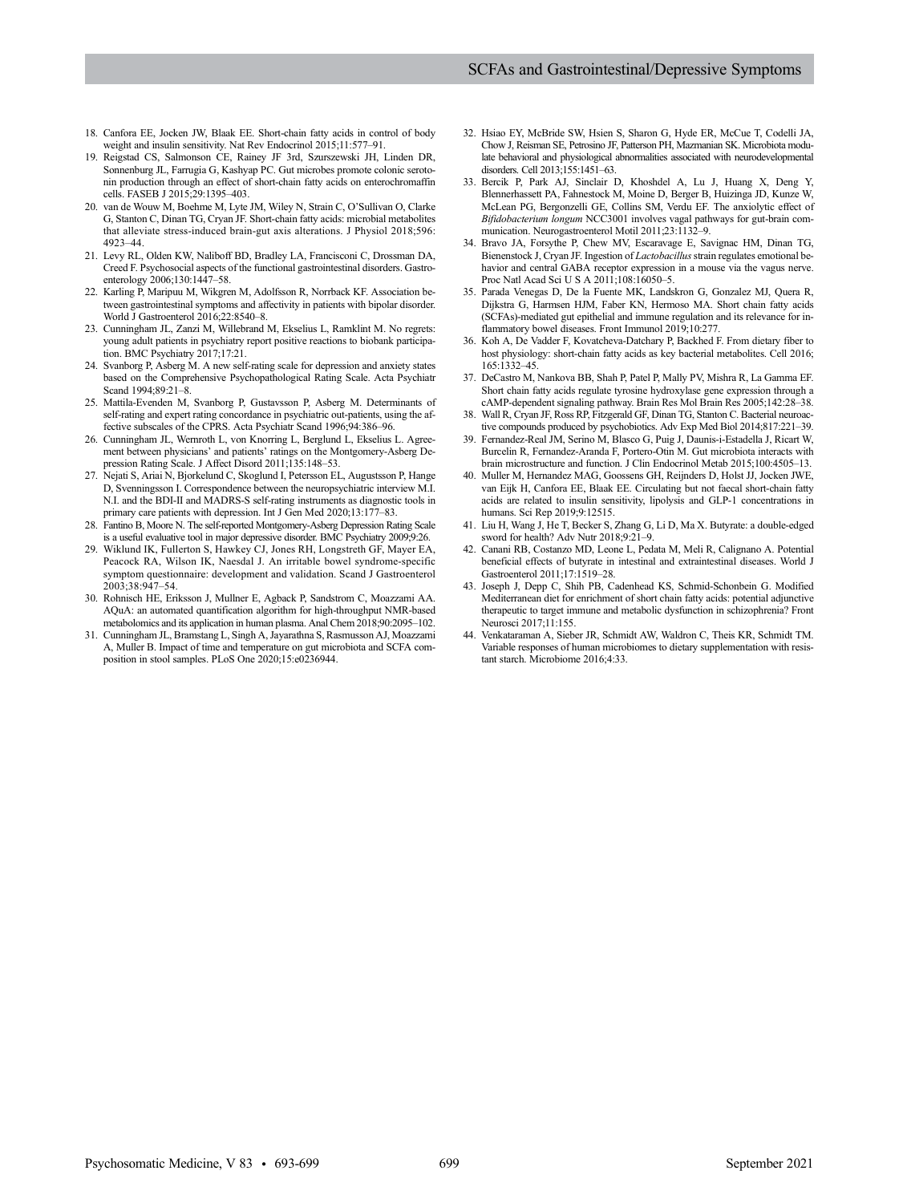18. Canfora EE, Jocken JW, Blaak EE. Short-chain fatty acids in control of body weight and insulin sensitivity. Nat Rev Endocrinol 2015;11:577–91.
19. Reigstad CS, Salmonson CE, Rainey JF 3rd, Szurszewski JH, Linden DR, Sonnenburg JL, Farrugia G, Kashyap PC. Gut microbes promote colonic serotonin production through an effect of short-chain fatty acids on enterochromaffin cells. FASEB J 2015;29:1395–403.
20. van de Wouw M, Boehme M, Lyte JM, Wiley N, Strain C, O'Sullivan O, Clarke G, Stanton C, Dinan TG, Cryan JF. Short-chain fatty acids: microbial metabolites that alleviate stress-induced brain-gut axis alterations. J Physiol 2018;596: 4923–44.
21. Levy RL, Olden KW, Naliboff BD, Bradley LA, Francisconi C, Drossman DA, Creed F. Psychosocial aspects of the functional gastrointestinal disorders. Gastroenterology 2006;130:1447–58.
22. Karling P, Maripuu M, Wikgren M, Adolfsson R, Norrback KF. Association between gastrointestinal symptoms and affectivity in patients with bipolar disorder. World J Gastroenterol 2016;22:8540–8.
23. Cunningham JL, Zanzi M, Willebrand M, Ekselius L, Ramklint M. No regrets: young adult patients in psychiatry report positive reactions to biobank participation. BMC Psychiatry 2017;17:21.
24. Svanborg P, Asberg M. A new self-rating scale for depression and anxiety states based on the Comprehensive Psychopathological Rating Scale. Acta Psychiatr Scand 1994;89:21–8.
25. Mattila-Evenden M, Svanborg P, Gustavsson P, Asberg M. Determinants of self-rating and expert rating concordance in psychiatric out-patients, using the affective subscales of the CPRS. Acta Psychiatr Scand 1996;94:386–96.
26. Cunningham JL, Wernroth L, von Knorring L, Berglund L, Ekselius L. Agreement between physicians' and patients' ratings on the Montgomery-Asberg Depression Rating Scale. J Affect Disord 2011;135:148–53.
27. Nejati S, Ariai N, Bjorkelund C, Skoglund I, Petersson EL, Augustsson P, Hange D, Svenningsson I. Correspondence between the neuropsychiatric interview M.I. N.I. and the BDI-II and MADRS-S self-rating instruments as diagnostic tools in primary care patients with depression. Int J Gen Med 2020;13:177–83.
28. Fantino B, Moore N. The self-reported Montgomery-Asberg Depression Rating Scale is a useful evaluative tool in major depressive disorder. BMC Psychiatry 2009;9:26.
29. Wiklund IK, Fullerton S, Hawkey CJ, Jones RH, Longstreth GF, Mayer EA, Peacock RA, Wilson IK, Naesdal J. An irritable bowel syndrome-specific symptom questionnaire: development and validation. Scand J Gastroenterol 2003;38:947–54.
30. Rohnisch HE, Eriksson J, Mullner E, Agback P, Sandstrom C, Moazzami AA. AQuA: an automated quantification algorithm for high-throughput NMR-based metabolomics and its application in human plasma. Anal Chem 2018;90:2095–102.
31. Cunningham JL, Bramstang L, Singh A, Jayarathna S, Rasmusson AJ, Moazzami A, Muller B. Impact of time and temperature on gut microbiota and SCFA composition in stool samples. PLoS One 2020;15:e0236944.
32. Hsiao EY, McBride SW, Hsien S, Sharon G, Hyde ER, McCue T, Codelli JA, Chow J, Reisman SE, Petrosino JF, Patterson PH, Mazmanian SK. Microbiota modulate behavioral and physiological abnormalities associated with neurodevelopmental disorders. Cell 2013;155:1451–63.
33. Bercik P, Park AJ, Sinclair D, Khoshdel A, Lu J, Huang X, Deng Y, Blennerhassett PA, Fahnestock M, Moine D, Berger B, Huizinga JD, Kunze W, McLean PG, Bergonzelli GE, Collins SM, Verdu EF. The anxiolytic effect of *Bifidobacterium longum* NCC3001 involves vagal pathways for gut-brain communication. Neurogastroenterol Motil 2011;23:1132–9.
34. Bravo JA, Forsythe P, Chew MV, Escaravage E, Savignac HM, Dinan TG, Bienenstock J, Cryan JF. Ingestion of *Lactobacillus* strain regulates emotional behavior and central GABA receptor expression in a mouse via the vagus nerve. Proc Natl Acad Sci U S A 2011;108:16050–5.
35. Parada Venegas D, De la Fuente MK, Landskron G, Gonzalez MJ, Quera R, Dijkstra G, Harmsen HJM, Faber KN, Hermoso MA. Short chain fatty acids (SCFAs)-mediated gut epithelial and immune regulation and its relevance for inflammatory bowel diseases. Front Immunol 2019;10:277.
36. Koh A, De Vadder F, Kovatcheva-Datchary P, Backhed F. From dietary fiber to host physiology: short-chain fatty acids as key bacterial metabolites. Cell 2016; 165:1332–45.
37. DeCastro M, Nankova BB, Shah P, Patel P, Mally PV, Mishra R, La Gamma EF. Short chain fatty acids regulate tyrosine hydroxylase gene expression through a cAMP-dependent signaling pathway. Brain Res Mol Brain Res 2005;142:28–38.
38. Wall R, Cryan JF, Ross RP, Fitzgerald GF, Dinan TG, Stanton C. Bacterial neuroactive compounds produced by psychobiotics. Adv Exp Med Biol 2014;817:221–39.
39. Fernandez-Real JM, Serino M, Blasco G, Puig J, Daunis-i-Estadella J, Ricart W, Burcelin R, Fernandez-Aranda F, Portero-Otin M. Gut microbiota interacts with brain microstructure and function. J Clin Endocrinol Metab 2015;100:4505–13.
40. Muller M, Hernandez MAG, Goossens GH, Reijnders D, Holst JJ, Jocken JWE, van Eijk H, Canfora EE, Blaak EE. Circulating but not faecal short-chain fatty acids are related to insulin sensitivity, lipolysis and GLP-1 concentrations in humans. Sci Rep 2019;9:12515.
41. Liu H, Wang J, He T, Becker S, Zhang G, Li D, Ma X. Butyrate: a double-edged sword for health? Adv Nutr 2018;9:21–9.
42. Canani RB, Costanzo MD, Leone L, Pedata M, Meli R, Calignano A. Potential beneficial effects of butyrate in intestinal and extraintestinal diseases. World J Gastroenterol 2011;17:1519–28.
43. Joseph J, Depp C, Shih PB, Cadenhead KS, Schmid-Schonbein G. Modified Mediterranean diet for enrichment of short chain fatty acids: potential adjunctive therapeutic to target immune and metabolic dysfunction in schizophrenia? Front Neurosci 2017;11:155.
44. Venkataraman A, Sieber JR, Schmidt AW, Waldron C, Theis KR, Schmidt TM. Variable responses of human microbiomes to dietary supplementation with resistant starch. Microbiome 2016;4:33.